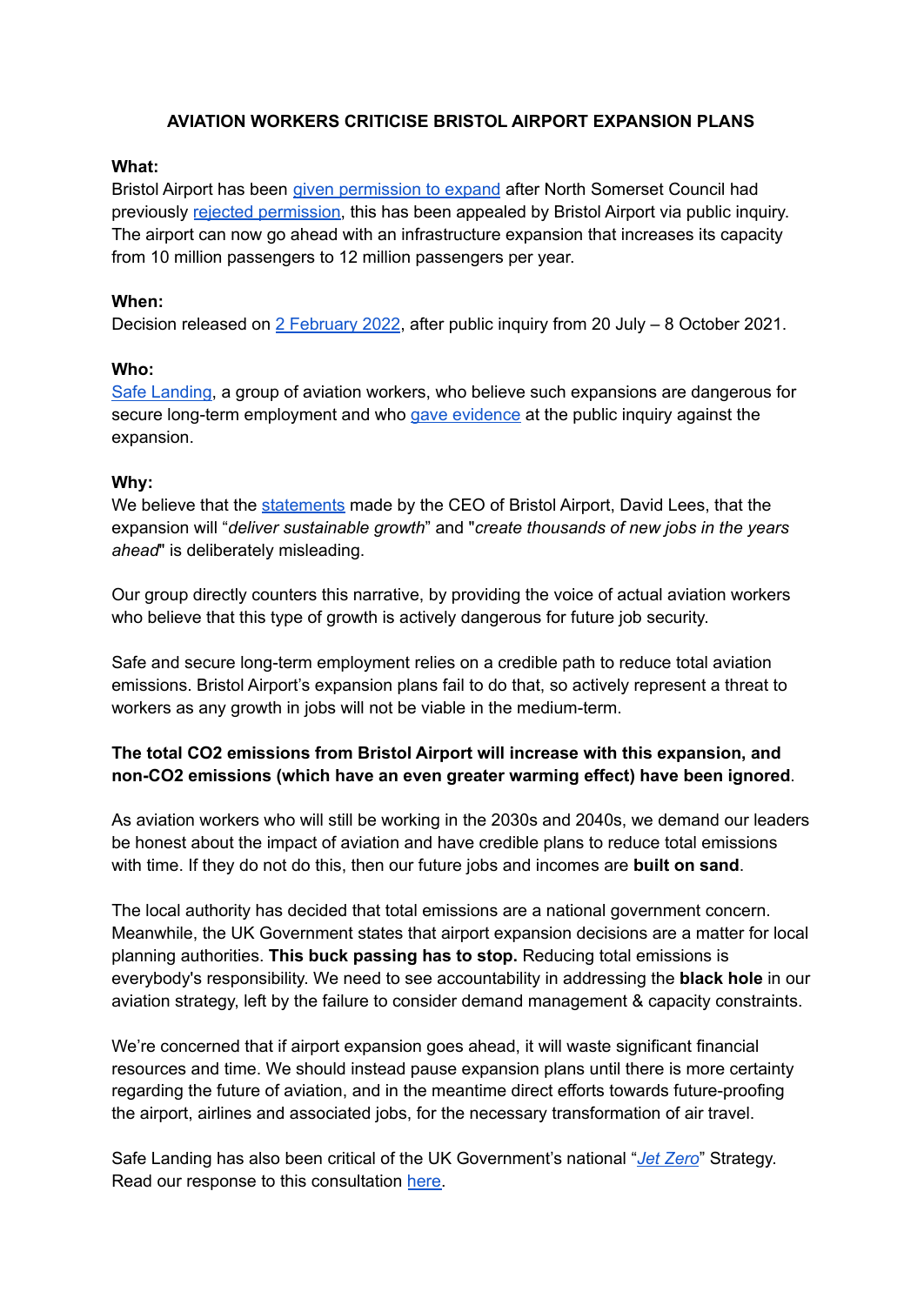# AVIATION WORKERS CRITICISE BRISTOL AIRPORT EXPANSION PLANS

**What:**
Bristol Airport has been given permission to expand after North Somerset Council had previously rejected permission, this has been appealed by Bristol Airport via public inquiry. The airport can now go ahead with an infrastructure expansion that increases its capacity from 10 million passengers to 12 million passengers per year.

**When:**
Decision released on 2 February 2022, after public inquiry from 20 July – 8 October 2021.

**Who:**
Safe Landing, a group of aviation workers, who believe such expansions are dangerous for secure long-term employment and who gave evidence at the public inquiry against the expansion.

**Why:**
We believe that the statements made by the CEO of Bristol Airport, David Lees, that the expansion will "*deliver sustainable growth*" and "*create thousands of new jobs in the years ahead*" is deliberately misleading.

Our group directly counters this narrative, by providing the voice of actual aviation workers who believe that this type of growth is actively dangerous for future job security.

Safe and secure long-term employment relies on a credible path to reduce total aviation emissions. Bristol Airport's expansion plans fail to do that, so actively represent a threat to workers as any growth in jobs will not be viable in the medium-term.

**The total CO2 emissions from Bristol Airport will increase with this expansion, and non-CO2 emissions (which have an even greater warming effect) have been ignored**.

As aviation workers who will still be working in the 2030s and 2040s, we demand our leaders be honest about the impact of aviation and have credible plans to reduce total emissions with time. If they do not do this, then our future jobs and incomes are **built on sand**.

The local authority has decided that total emissions are a national government concern. Meanwhile, the UK Government states that airport expansion decisions are a matter for local planning authorities. **This buck passing has to stop.** Reducing total emissions is everybody's responsibility. We need to see accountability in addressing the **black hole** in our aviation strategy, left by the failure to consider demand management & capacity constraints.

We're concerned that if airport expansion goes ahead, it will waste significant financial resources and time. We should instead pause expansion plans until there is more certainty regarding the future of aviation, and in the meantime direct efforts towards future-proofing the airport, airlines and associated jobs, for the necessary transformation of air travel.

Safe Landing has also been critical of the UK Government's national "*Jet Zero*" Strategy. Read our response to this consultation here.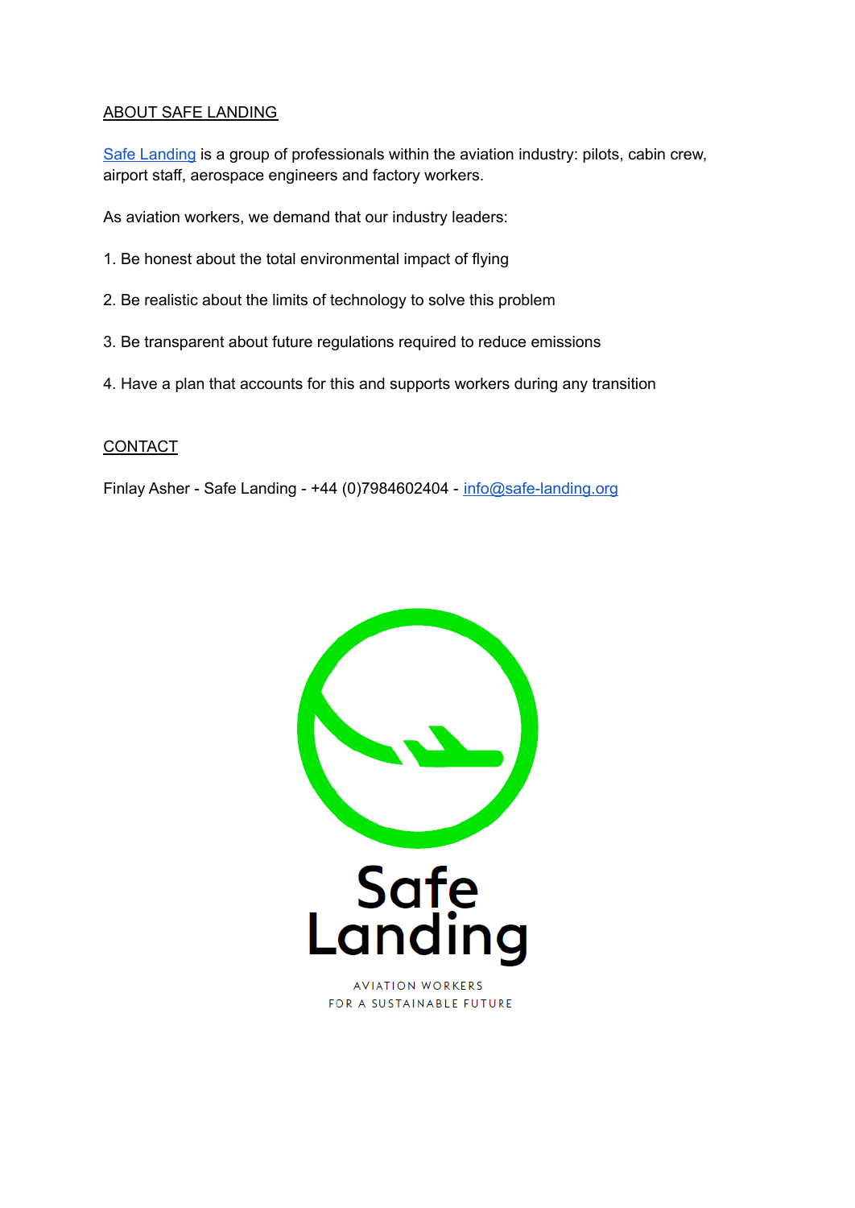## ABOUT SAFE LANDING

Safe Landing is a group of professionals within the aviation industry: pilots, cabin crew, airport staff, aerospace engineers and factory workers.

As aviation workers, we demand that our industry leaders:

1. Be honest about the total environmental impact of flying

2. Be realistic about the limits of technology to solve this problem

3. Be transparent about future regulations required to reduce emissions

4. Have a plan that accounts for this and supports workers during any transition

## CONTACT

Finlay Asher - Safe Landing - +44 (0)7984602404 - info@safe-landing.org

Safe Landing

AVIATION WORKERS
FOR A SUSTAINABLE FUTURE